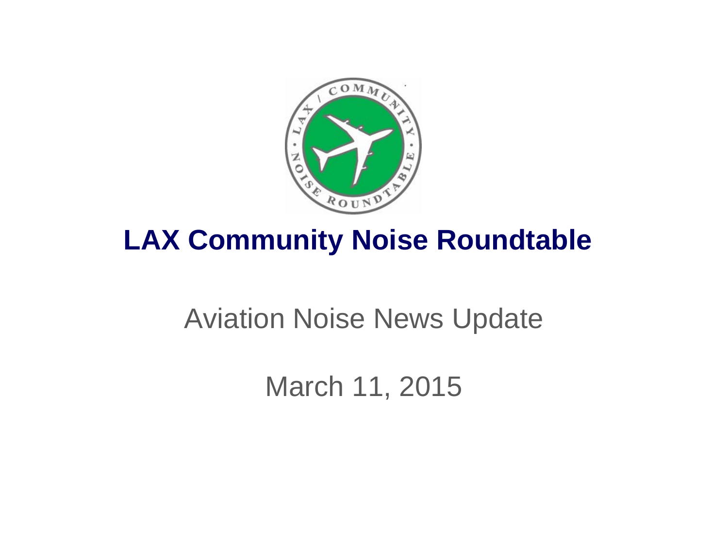# LAX Community Noise Roundtable

Aviation Noise News Update

March 11, 2015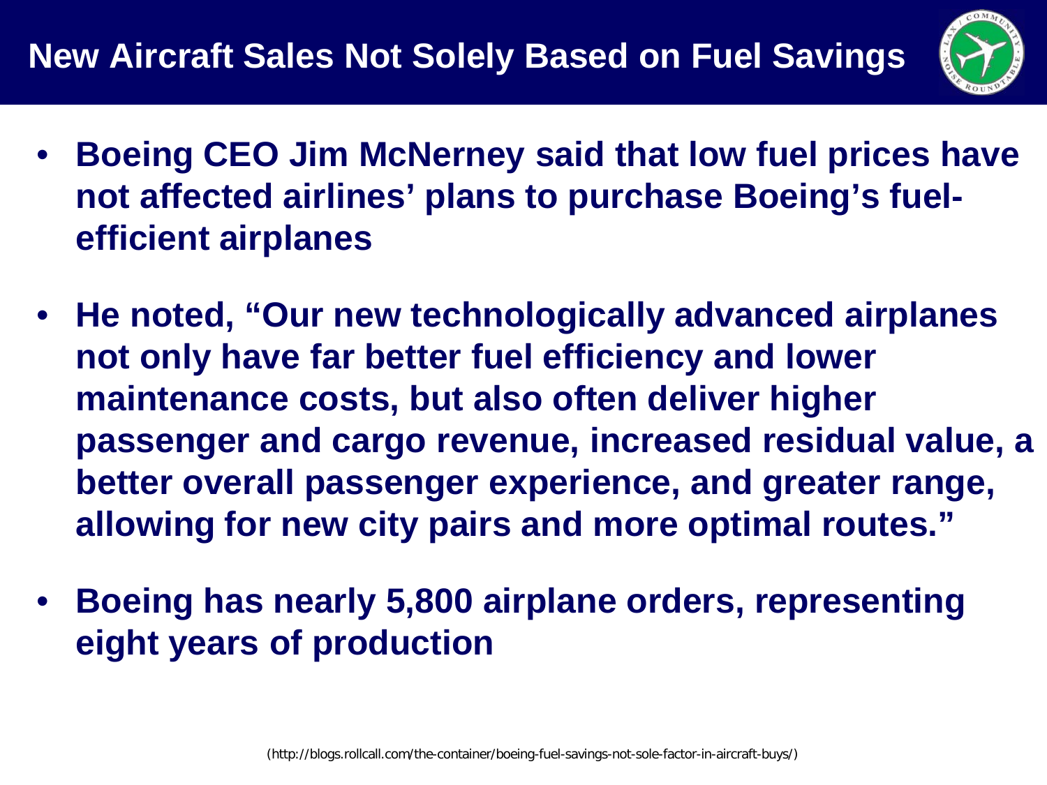# New Aircraft Sales Not Solely Based on Fuel Savings

- **Boeing CEO Jim McNerney said that low fuel prices have not affected airlines' plans to purchase Boeing's fuel-efficient airplanes**
- **He noted, "Our new technologically advanced airplanes not only have far better fuel efficiency and lower maintenance costs, but also often deliver higher passenger and cargo revenue, increased residual value, a better overall passenger experience, and greater range, allowing for new city pairs and more optimal routes."**
- **Boeing has nearly 5,800 airplane orders, representing eight years of production**

(http://blogs.rollcall.com/the-container/boeing-fuel-savings-not-sole-factor-in-aircraft-buys/)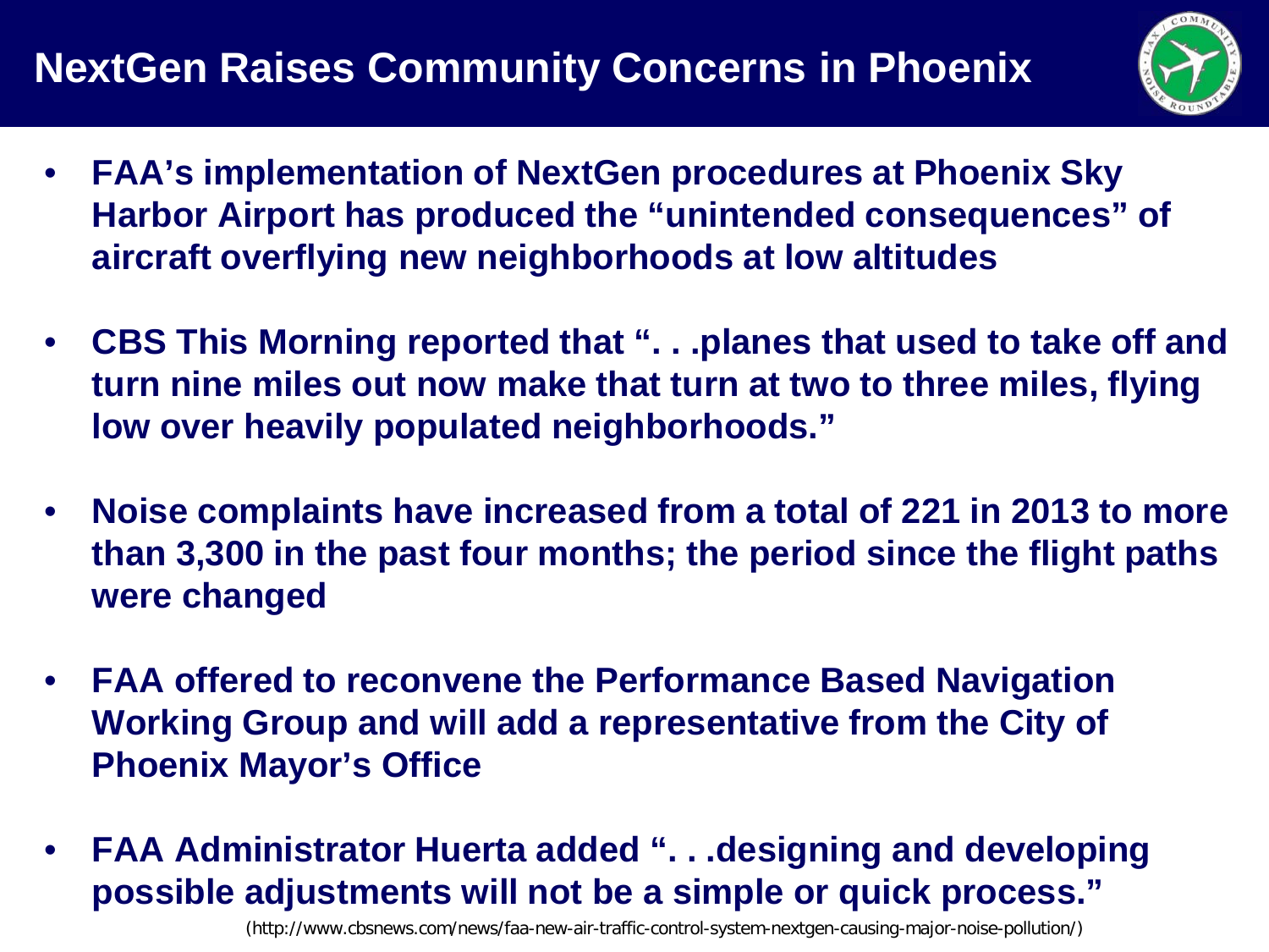# NextGen Raises Community Concerns in Phoenix

- **FAA's implementation of NextGen procedures at Phoenix Sky Harbor Airport has produced the "unintended consequences" of aircraft overflying new neighborhoods at low altitudes**
- **CBS This Morning reported that ". . .planes that used to take off and turn nine miles out now make that turn at two to three miles, flying low over heavily populated neighborhoods."**
- **Noise complaints have increased from a total of 221 in 2013 to more than 3,300 in the past four months; the period since the flight paths were changed**
- **FAA offered to reconvene the Performance Based Navigation Working Group and will add a representative from the City of Phoenix Mayor's Office**
- **FAA Administrator Huerta added ". . .designing and developing possible adjustments will not be a simple or quick process."**

(http://www.cbsnews.com/news/faa-new-air-traffic-control-system-nextgen-causing-major-noise-pollution/)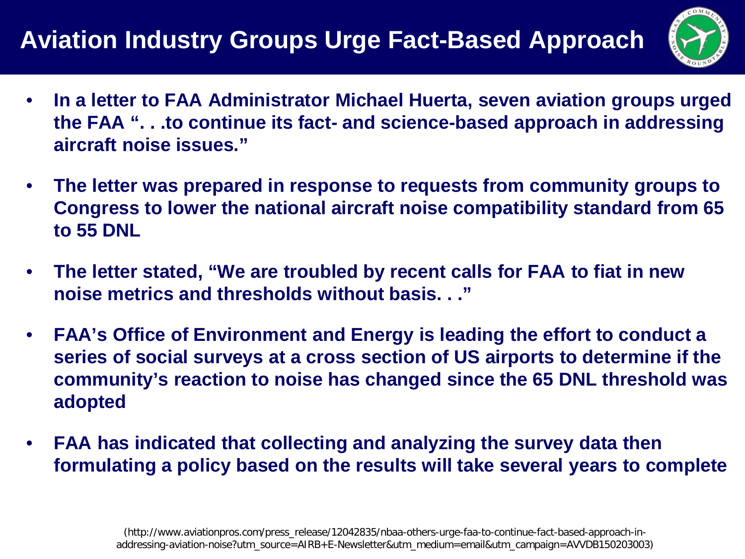# Aviation Industry Groups Urge Fact-Based Approach

- **In a letter to FAA Administrator Michael Huerta, seven aviation groups urged the FAA ". . .to continue its fact- and science-based approach in addressing aircraft noise issues."**
- **The letter was prepared in response to requests from community groups to Congress to lower the national aircraft noise compatibility standard from 65 to 55 DNL**
- **The letter stated, "We are troubled by recent calls for FAA to fiat in new noise metrics and thresholds without basis. . ."**
- **FAA's Office of Environment and Energy is leading the effort to conduct a series of social surveys at a cross section of US airports to determine if the community's reaction to noise has changed since the 65 DNL threshold was adopted**
- **FAA has indicated that collecting and analyzing the survey data then formulating a policy based on the results will take several years to complete**

(http://www.aviationpros.com/press_release/12042835/nbaa-others-urge-faa-to-continue-fact-based-approach-in-addressing-aviation-noise?utm_source=AIRB+E-Newsletter&utm_medium=email&utm_campaign=AVVDB150203003)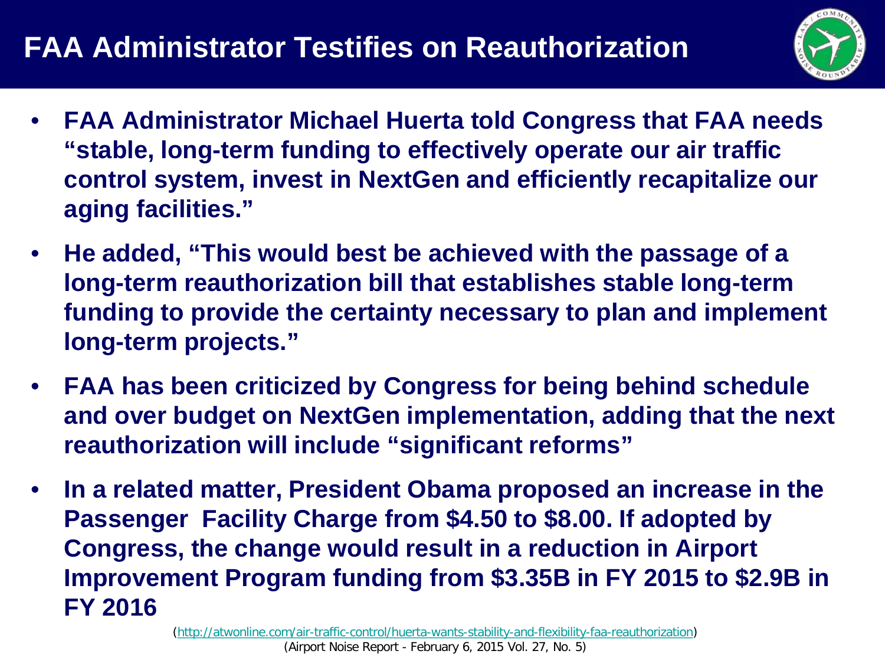# FAA Administrator Testifies on Reauthorization

- **FAA Administrator Michael Huerta told Congress that FAA needs "stable, long-term funding to effectively operate our air traffic control system, invest in NextGen and efficiently recapitalize our aging facilities."**
- **He added, "This would best be achieved with the passage of a long-term reauthorization bill that establishes stable long-term funding to provide the certainty necessary to plan and implement long-term projects."**
- **FAA has been criticized by Congress for being behind schedule and over budget on NextGen implementation, adding that the next reauthorization will include "significant reforms"**
- **In a related matter, President Obama proposed an increase in the Passenger Facility Charge from $4.50 to $8.00. If adopted by Congress, the change would result in a reduction in Airport Improvement Program funding from $3.35B in FY 2015 to $2.9B in FY 2016**

(http://atwonline.com/air-traffic-control/huerta-wants-stability-and-flexibility-faa-reauthorization)
(Airport Noise Report - February 6, 2015 Vol. 27, No. 5)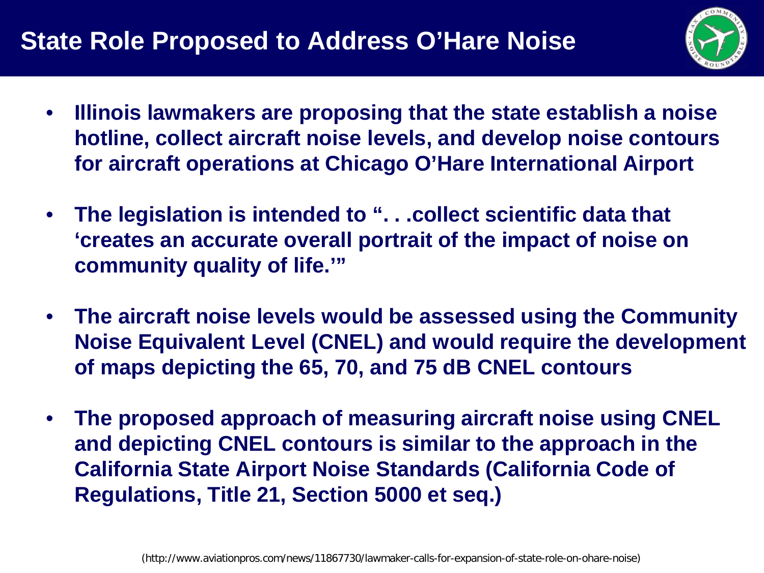# State Role Proposed to Address O'Hare Noise

- **Illinois lawmakers are proposing that the state establish a noise hotline, collect aircraft noise levels, and develop noise contours for aircraft operations at Chicago O'Hare International Airport**
- **The legislation is intended to ". . .collect scientific data that 'creates an accurate overall portrait of the impact of noise on community quality of life.'"**
- **The aircraft noise levels would be assessed using the Community Noise Equivalent Level (CNEL) and would require the development of maps depicting the 65, 70, and 75 dB CNEL contours**
- **The proposed approach of measuring aircraft noise using CNEL and depicting CNEL contours is similar to the approach in the California State Airport Noise Standards (California Code of Regulations, Title 21, Section 5000 et seq.)**

(http://www.aviationpros.com/news/11867730/lawmaker-calls-for-expansion-of-state-role-on-ohare-noise)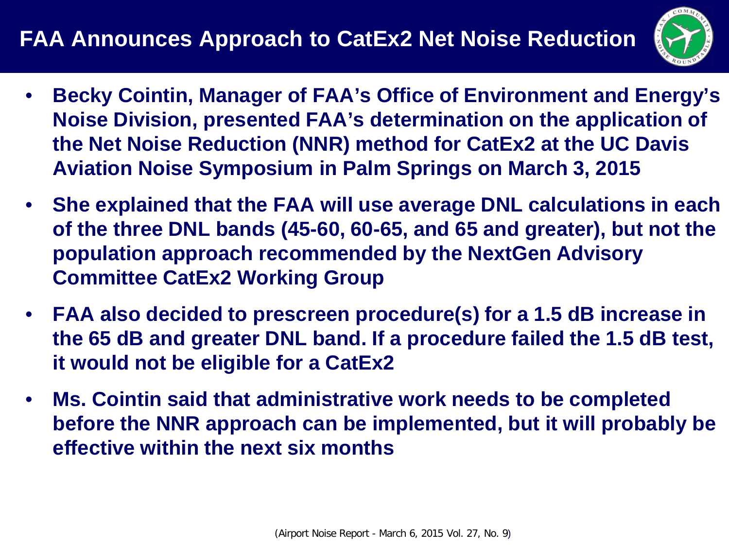# FAA Announces Approach to CatEx2 Net Noise Reduction

- **Becky Cointin, Manager of FAA's Office of Environment and Energy's Noise Division, presented FAA's determination on the application of the Net Noise Reduction (NNR) method for CatEx2 at the UC Davis Aviation Noise Symposium in Palm Springs on March 3, 2015**
- **She explained that the FAA will use average DNL calculations in each of the three DNL bands (45-60, 60-65, and 65 and greater), but not the population approach recommended by the NextGen Advisory Committee CatEx2 Working Group**
- **FAA also decided to prescreen procedure(s) for a 1.5 dB increase in the 65 dB and greater DNL band. If a procedure failed the 1.5 dB test, it would not be eligible for a CatEx2**
- **Ms. Cointin said that administrative work needs to be completed before the NNR approach can be implemented, but it will probably be effective within the next six months**

(Airport Noise Report - March 6, 2015 Vol. 27, No. 9)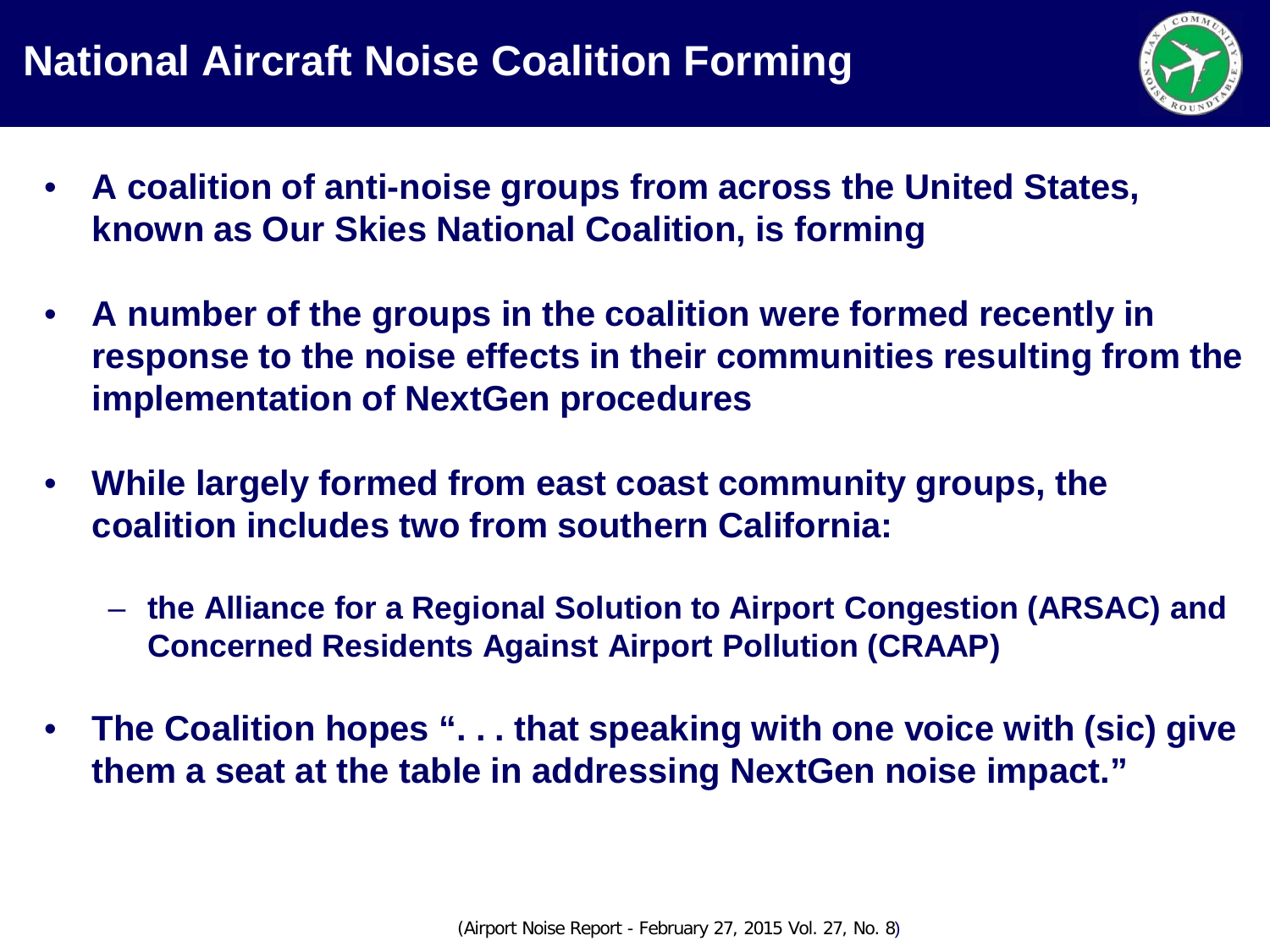# National Aircraft Noise Coalition Forming

- **A coalition of anti-noise groups from across the United States, known as Our Skies National Coalition, is forming**
- **A number of the groups in the coalition were formed recently in response to the noise effects in their communities resulting from the implementation of NextGen procedures**
- **While largely formed from east coast community groups, the coalition includes two from southern California:**
  - **the Alliance for a Regional Solution to Airport Congestion (ARSAC) and Concerned Residents Against Airport Pollution (CRAAP)**
- **The Coalition hopes ". . . that speaking with one voice with (sic) give them a seat at the table in addressing NextGen noise impact."**

(Airport Noise Report - February 27, 2015 Vol. 27, No. 8)